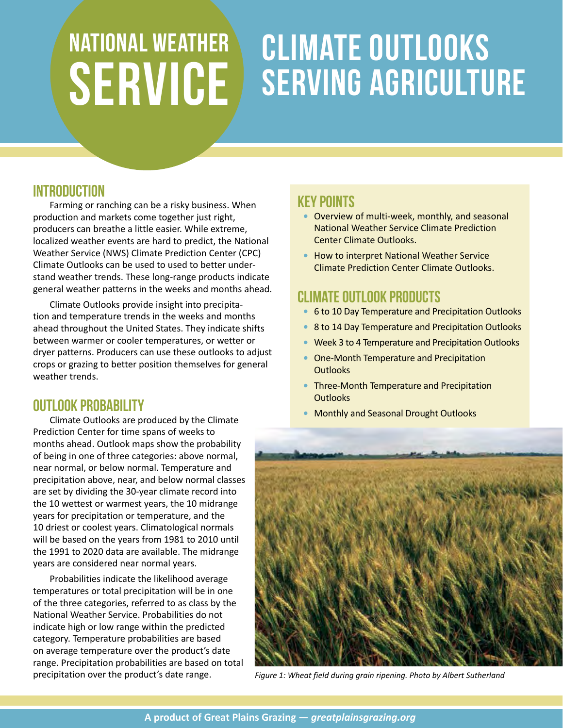# National Weather Service

# Climate Outlooks Serving Agriculture

## Introduction

Farming or ranching can be a risky business. When production and markets come together just right, producers can breathe a little easier. While extreme, localized weather events are hard to predict, the National Weather Service (NWS) Climate Prediction Center (CPC) Climate Outlooks can be used to used to better understand weather trends. These long-range products indicate general weather patterns in the weeks and months ahead.

Climate Outlooks provide insight into precipitation and temperature trends in the weeks and months ahead throughout the United States. They indicate shifts between warmer or cooler temperatures, or wetter or dryer patterns. Producers can use these outlooks to adjust crops or grazing to better position themselves for general weather trends.

## Outlook Probability

Climate Outlooks are produced by the Climate Prediction Center for time spans of weeks to months ahead. Outlook maps show the probability of being in one of three categories: above normal, near normal, or below normal. Temperature and precipitation above, near, and below normal classes are set by dividing the 30-year climate record into the 10 wettest or warmest years, the 10 midrange years for precipitation or temperature, and the 10 driest or coolest years. Climatological normals will be based on the years from 1981 to 2010 until the 1991 to 2020 data are available. The midrange years are considered near normal years.

Probabilities indicate the likelihood average temperatures or total precipitation will be in one of the three categories, referred to as class by the National Weather Service. Probabilities do not indicate high or low range within the predicted category. Temperature probabilities are based on average temperature over the product's date range. Precipitation probabilities are based on total precipitation over the product's date range.

## Key Points

- Overview of multi-week, monthly, and seasonal National Weather Service Climate Prediction Center Climate Outlooks.
- How to interpret National Weather Service Climate Prediction Center Climate Outlooks.

## Climate Outlook Products

- 6 to 10 Day Temperature and Precipitation Outlooks
- 8 to 14 Day Temperature and Precipitation Outlooks
- Week 3 to 4 Temperature and Precipitation Outlooks
- One-Month Temperature and Precipitation Outlooks
- Three-Month Temperature and Precipitation Outlooks
- Monthly and Seasonal Drought Outlooks

*Figure 1: Wheat field during grain ripening. Photo by Albert Sutherland*

**A product of Great Plains Grazing — *greatplainsgrazing.org***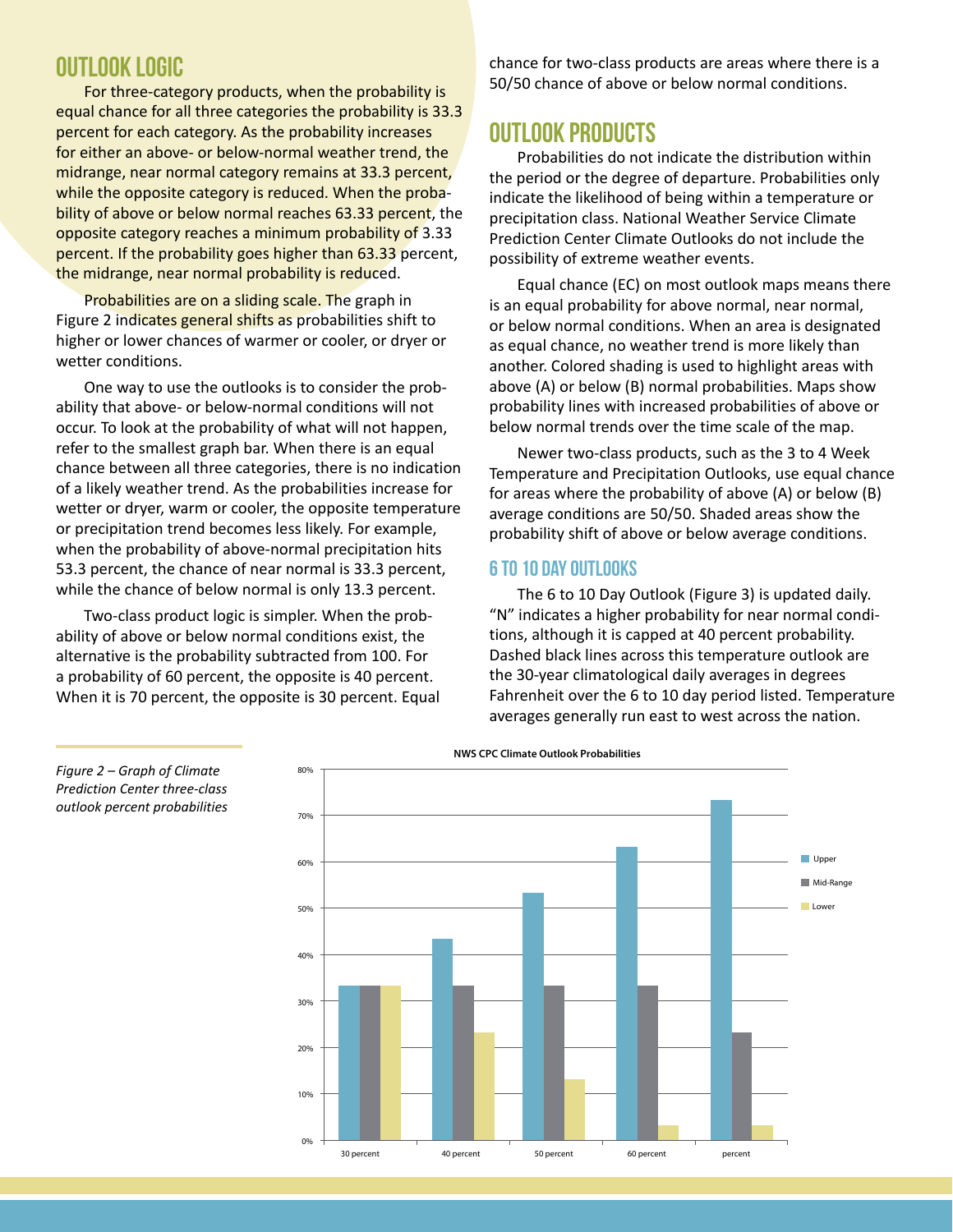## OUTLOOK LOGIC

For three-category products, when the probability is equal chance for all three categories the probability is 33.3 percent for each category. As the probability increases for either an above- or below-normal weather trend, the midrange, near normal category remains at 33.3 percent, while the opposite category is reduced. When the probability of above or below normal reaches 63.33 percent, the opposite category reaches a minimum probability of 3.33 percent. If the probability goes higher than 63.33 percent, the midrange, near normal probability is reduced.

Probabilities are on a sliding scale. The graph in Figure 2 indicates general shifts as probabilities shift to higher or lower chances of warmer or cooler, or dryer or wetter conditions.

One way to use the outlooks is to consider the probability that above- or below-normal conditions will not occur. To look at the probability of what will not happen, refer to the smallest graph bar. When there is an equal chance between all three categories, there is no indication of a likely weather trend. As the probabilities increase for wetter or dryer, warm or cooler, the opposite temperature or precipitation trend becomes less likely. For example, when the probability of above-normal precipitation hits 53.3 percent, the chance of near normal is 33.3 percent, while the chance of below normal is only 13.3 percent.

Two-class product logic is simpler. When the probability of above or below normal conditions exist, the alternative is the probability subtracted from 100. For a probability of 60 percent, the opposite is 40 percent. When it is 70 percent, the opposite is 30 percent. Equal chance for two-class products are areas where there is a 50/50 chance of above or below normal conditions.

## OUTLOOK PRODUCTS

Probabilities do not indicate the distribution within the period or the degree of departure. Probabilities only indicate the likelihood of being within a temperature or precipitation class. National Weather Service Climate Prediction Center Climate Outlooks do not include the possibility of extreme weather events.

Equal chance (EC) on most outlook maps means there is an equal probability for above normal, near normal, or below normal conditions. When an area is designated as equal chance, no weather trend is more likely than another. Colored shading is used to highlight areas with above (A) or below (B) normal probabilities. Maps show probability lines with increased probabilities of above or below normal trends over the time scale of the map.

Newer two-class products, such as the 3 to 4 Week Temperature and Precipitation Outlooks, use equal chance for areas where the probability of above (A) or below (B) average conditions are 50/50. Shaded areas show the probability shift of above or below average conditions.

### 6 TO 10 DAY OUTLOOKS

The 6 to 10 Day Outlook (Figure 3) is updated daily. "N" indicates a higher probability for near normal conditions, although it is capped at 40 percent probability. Dashed black lines across this temperature outlook are the 30-year climatological daily averages in degrees Fahrenheit over the 6 to 10 day period listed. Temperature averages generally run east to west across the nation.

**NWS CPC Climate Outlook Probabilities**

| | Upper | Mid-Range | Lower |
|---|---|---|---|
| 30 percent | 33.3% | 33.3% | 33.3% |
| 40 percent | 43.3% | 33.3% | 23.3% |
| 50 percent | 53.3% | 33.3% | 13.3% |
| 60 percent | 63.3% | 33.3% | 3.3% |
| percent | 73.3% | 23.3% | 3.3% |

*Figure 2 – Graph of Climate Prediction Center three-class outlook percent probabilities*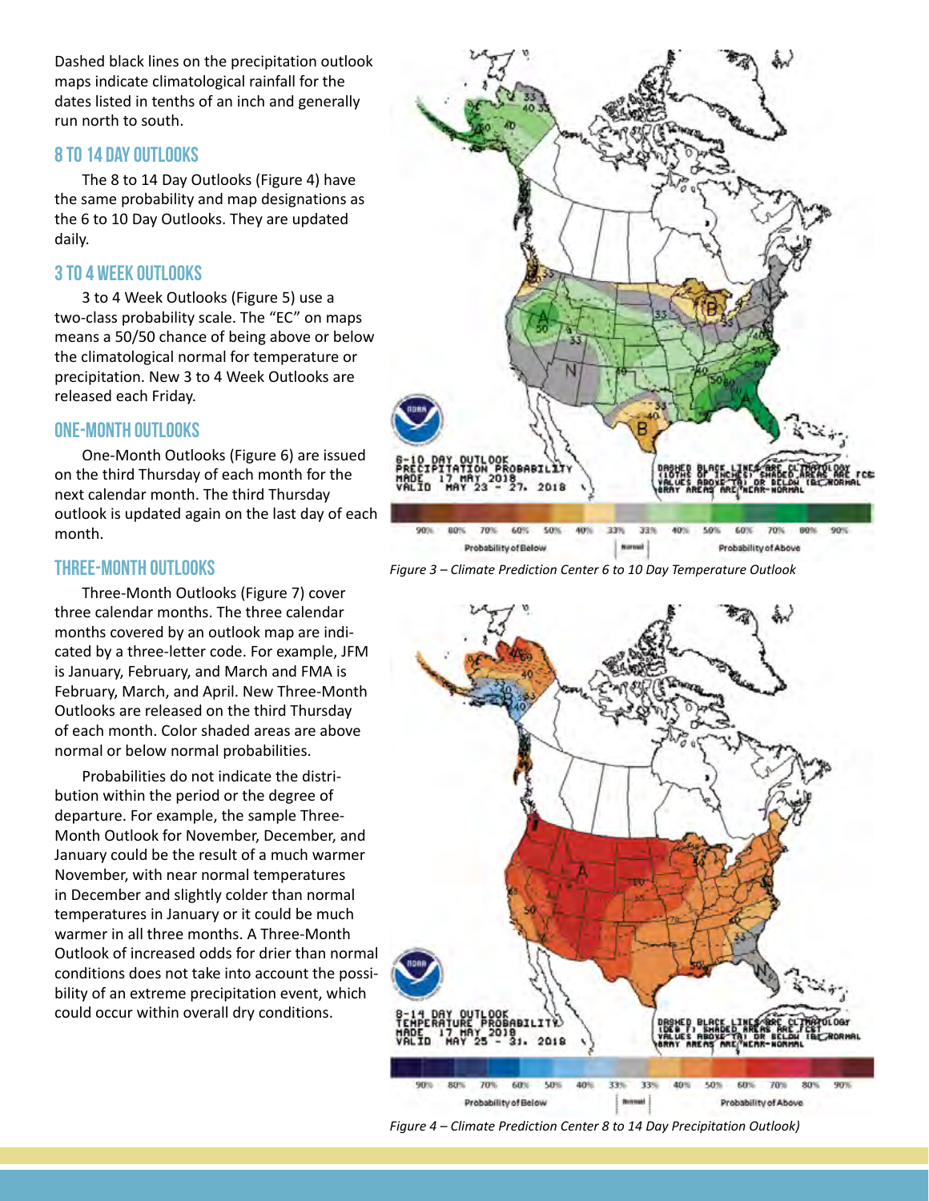Dashed black lines on the precipitation outlook maps indicate climatological rainfall for the dates listed in tenths of an inch and generally run north to south.

## 8 TO 14 DAY OUTLOOKS

The 8 to 14 Day Outlooks (Figure 4) have the same probability and map designations as the 6 to 10 Day Outlooks. They are updated daily.

## 3 TO 4 WEEK OUTLOOKS

3 to 4 Week Outlooks (Figure 5) use a two-class probability scale. The "EC" on maps means a 50/50 chance of being above or below the climatological normal for temperature or precipitation. New 3 to 4 Week Outlooks are released each Friday.

## ONE-MONTH OUTLOOKS

One-Month Outlooks (Figure 6) are issued on the third Thursday of each month for the next calendar month. The third Thursday outlook is updated again on the last day of each month.

## THREE-MONTH OUTLOOKS

Three-Month Outlooks (Figure 7) cover three calendar months. The three calendar months covered by an outlook map are indicated by a three-letter code. For example, JFM is January, February, and March and FMA is February, March, and April. New Three-Month Outlooks are released on the third Thursday of each month. Color shaded areas are above normal or below normal probabilities.

Probabilities do not indicate the distribution within the period or the degree of departure. For example, the sample Three-Month Outlook for November, December, and January could be the result of a much warmer November, with near normal temperatures in December and slightly colder than normal temperatures in January or it could be much warmer in all three months. A Three-Month Outlook of increased odds for drier than normal conditions does not take into account the possibility of an extreme precipitation event, which could occur within overall dry conditions.

*Figure 3 – Climate Prediction Center 6 to 10 Day Temperature Outlook*

*Figure 4 – Climate Prediction Center 8 to 14 Day Precipitation Outlook)*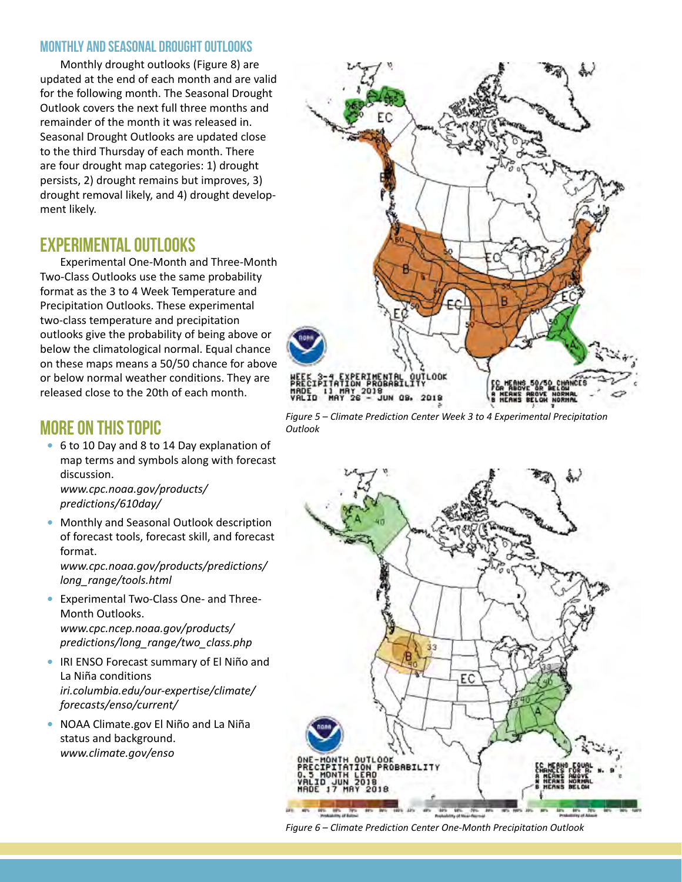## MONTHLY AND SEASONAL DROUGHT OUTLOOKS

Monthly drought outlooks (Figure 8) are updated at the end of each month and are valid for the following month. The Seasonal Drought Outlook covers the next full three months and remainder of the month it was released in. Seasonal Drought Outlooks are updated close to the third Thursday of each month. There are four drought map categories: 1) drought persists, 2) drought remains but improves, 3) drought removal likely, and 4) drought development likely.

## EXPERIMENTAL OUTLOOKS

Experimental One-Month and Three-Month Two-Class Outlooks use the same probability format as the 3 to 4 Week Temperature and Precipitation Outlooks. These experimental two-class temperature and precipitation outlooks give the probability of being above or below the climatological normal. Equal chance on these maps means a 50/50 chance for above or below normal weather conditions. They are released close to the 20th of each month.

## MORE ON THIS TOPIC

- 6 to 10 Day and 8 to 14 Day explanation of map terms and symbols along with forecast discussion.
  *www.cpc.noaa.gov/products/predictions/610day/*
- Monthly and Seasonal Outlook description of forecast tools, forecast skill, and forecast format.
  *www.cpc.noaa.gov/products/predictions/long_range/tools.html*
- Experimental Two-Class One- and Three-Month Outlooks.
  *www.cpc.ncep.noaa.gov/products/predictions/long_range/two_class.php*
- IRI ENSO Forecast summary of El Niño and La Niña conditions
  *iri.columbia.edu/our-expertise/climate/forecasts/enso/current/*
- NOAA Climate.gov El Niño and La Niña status and background.
  *www.climate.gov/enso*

*Figure 5 – Climate Prediction Center Week 3 to 4 Experimental Precipitation Outlook*

*Figure 6 – Climate Prediction Center One-Month Precipitation Outlook*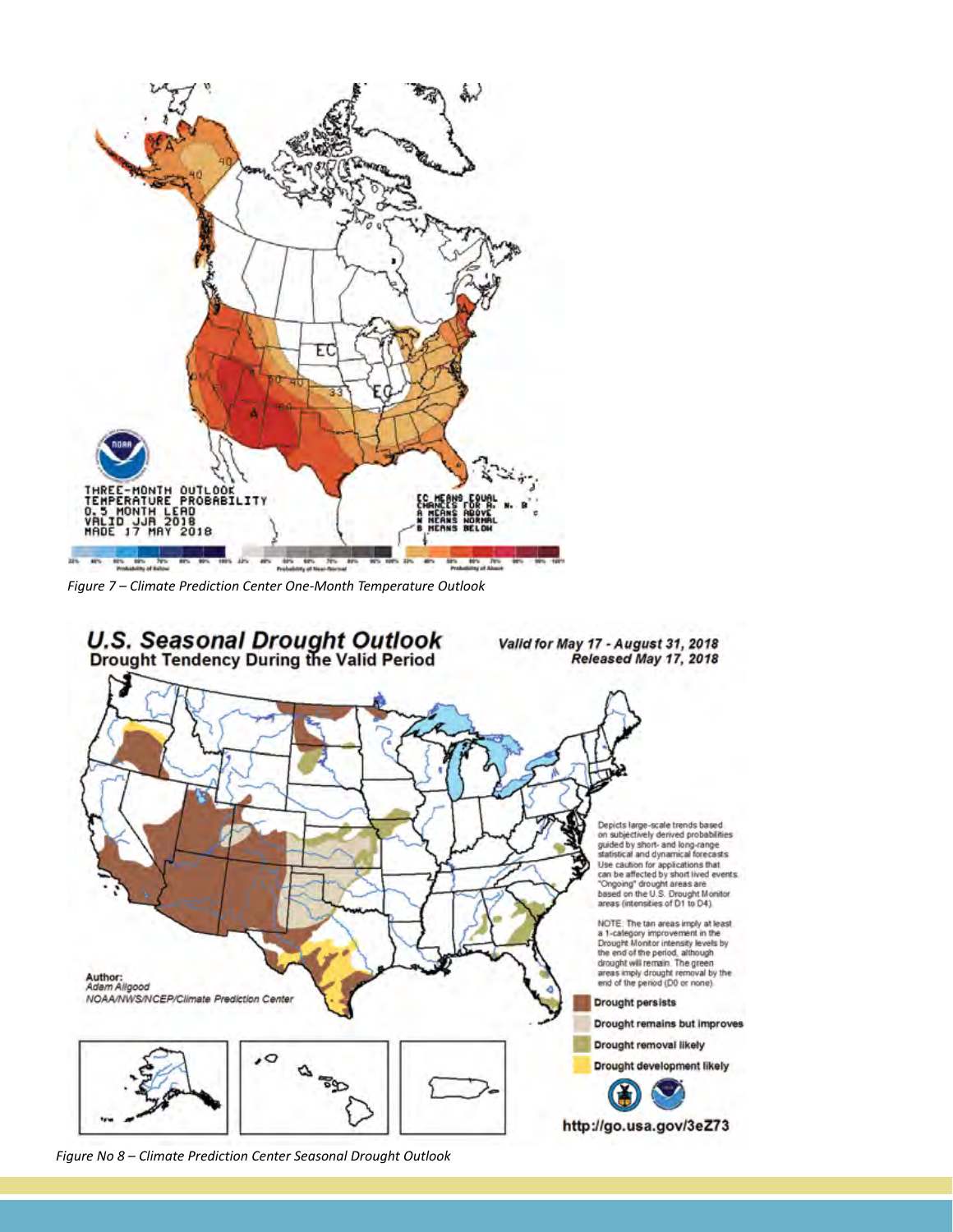*Figure 7 – Climate Prediction Center One-Month Temperature Outlook*

*Figure No 8 – Climate Prediction Center Seasonal Drought Outlook*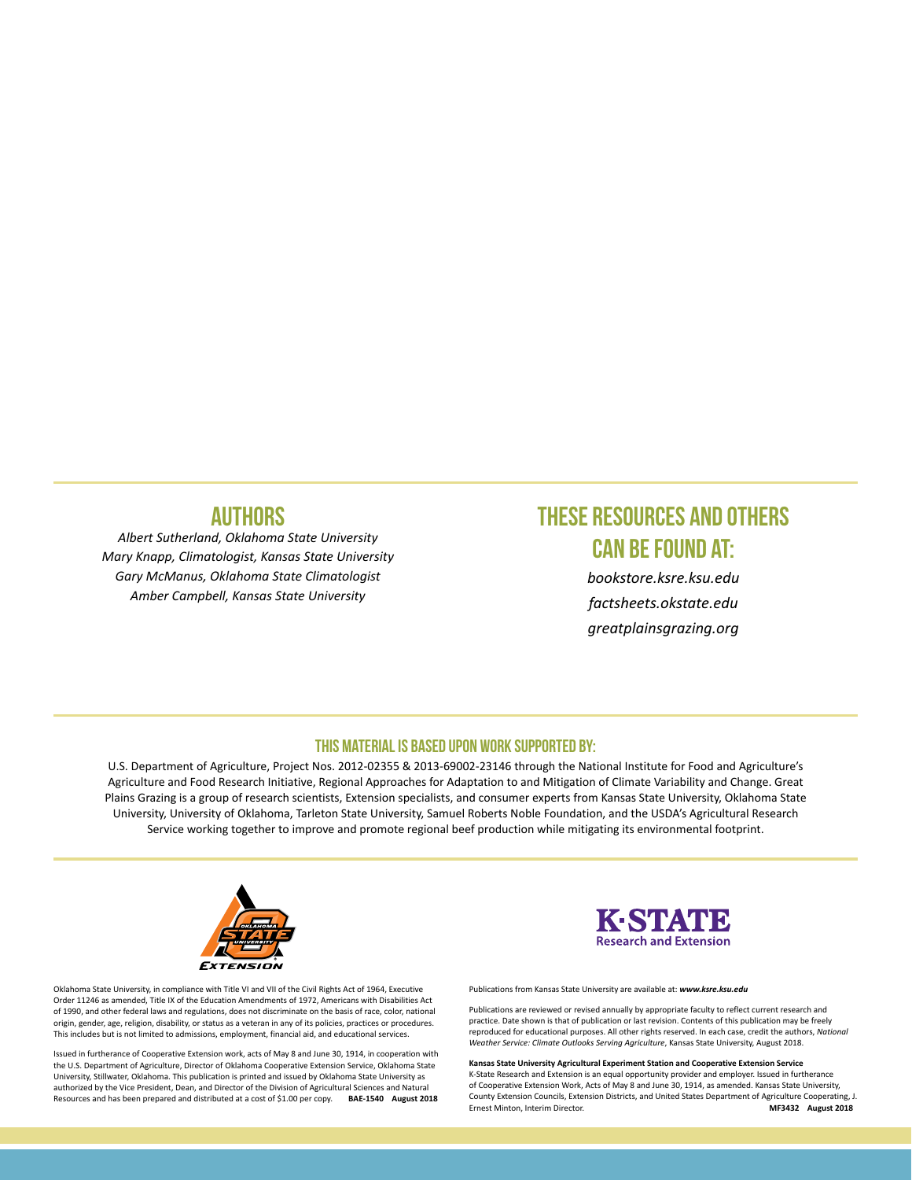## AUTHORS

*Albert Sutherland, Oklahoma State University*
*Mary Knapp, Climatologist, Kansas State University*
*Gary McManus, Oklahoma State Climatologist*
*Amber Campbell, Kansas State University*

## THESE RESOURCES AND OTHERS CAN BE FOUND AT:

*bookstore.ksre.ksu.edu*
*factsheets.okstate.edu*
*greatplainsgrazing.org*

### THIS MATERIAL IS BASED UPON WORK SUPPORTED BY:

U.S. Department of Agriculture, Project Nos. 2012-02355 & 2013-69002-23146 through the National Institute for Food and Agriculture's Agriculture and Food Research Initiative, Regional Approaches for Adaptation to and Mitigation of Climate Variability and Change. Great Plains Grazing is a group of research scientists, Extension specialists, and consumer experts from Kansas State University, Oklahoma State University, University of Oklahoma, Tarleton State University, Samuel Roberts Noble Foundation, and the USDA's Agricultural Research Service working together to improve and promote regional beef production while mitigating its environmental footprint.

Oklahoma State University, in compliance with Title VI and VII of the Civil Rights Act of 1964, Executive Order 11246 as amended, Title IX of the Education Amendments of 1972, Americans with Disabilities Act of 1990, and other federal laws and regulations, does not discriminate on the basis of race, color, national origin, gender, age, religion, disability, or status as a veteran in any of its policies, practices or procedures. This includes but is not limited to admissions, employment, financial aid, and educational services.

Issued in furtherance of Cooperative Extension work, acts of May 8 and June 30, 1914, in cooperation with the U.S. Department of Agriculture, Director of Oklahoma Cooperative Extension Service, Oklahoma State University, Stillwater, Oklahoma. This publication is printed and issued by Oklahoma State University as authorized by the Vice President, Dean, and Director of the Division of Agricultural Sciences and Natural Resources and has been prepared and distributed at a cost of $1.00 per copy. **BAE-1540 August 2018**

Publications from Kansas State University are available at: ***www.ksre.ksu.edu***

Publications are reviewed or revised annually by appropriate faculty to reflect current research and practice. Date shown is that of publication or last revision. Contents of this publication may be freely reproduced for educational purposes. All other rights reserved. In each case, credit the authors, *National Weather Service: Climate Outlooks Serving Agriculture*, Kansas State University, August 2018.

**Kansas State University Agricultural Experiment Station and Cooperative Extension Service**
K-State Research and Extension is an equal opportunity provider and employer. Issued in furtherance of Cooperative Extension Work, Acts of May 8 and June 30, 1914, as amended. Kansas State University, County Extension Councils, Extension Districts, and United States Department of Agriculture Cooperating, J. Ernest Minton, Interim Director. **MF3432 August 2018**